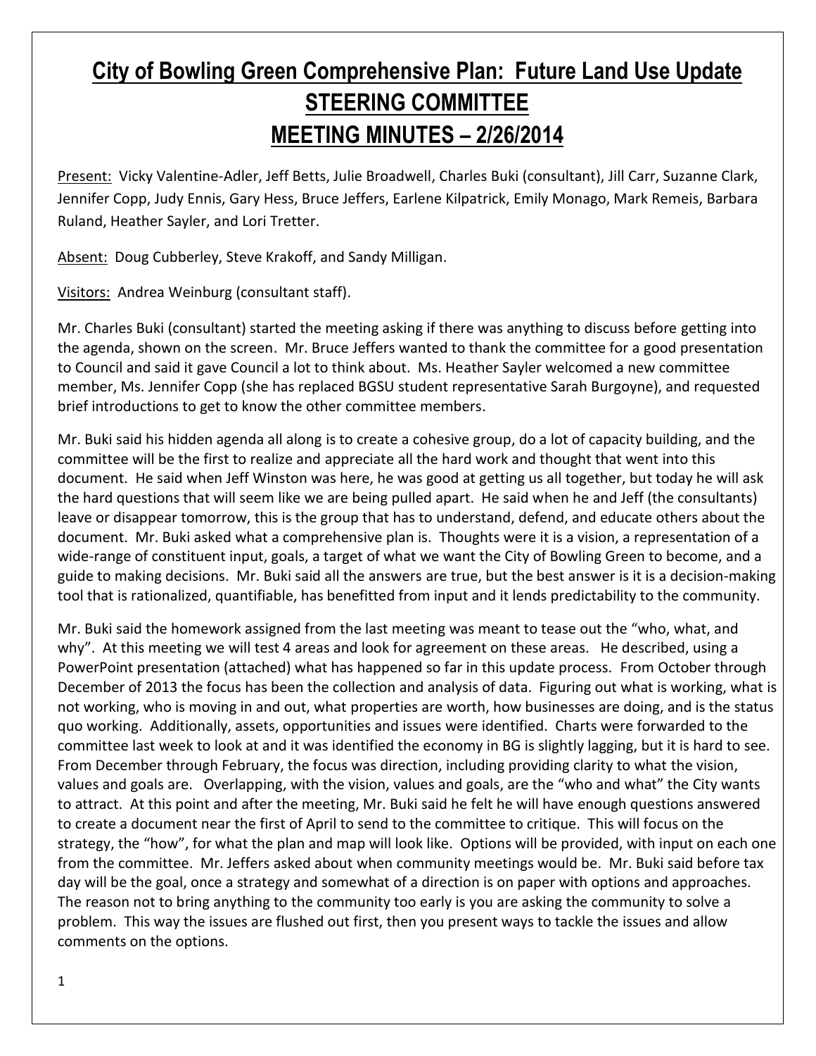# City of Bowling Green Comprehensive Plan: Future Land Use Update
# STEERING COMMITTEE
# MEETING MINUTES – 2/26/2014

Present: Vicky Valentine-Adler, Jeff Betts, Julie Broadwell, Charles Buki (consultant), Jill Carr, Suzanne Clark, Jennifer Copp, Judy Ennis, Gary Hess, Bruce Jeffers, Earlene Kilpatrick, Emily Monago, Mark Remeis, Barbara Ruland, Heather Sayler, and Lori Tretter.

Absent: Doug Cubberley, Steve Krakoff, and Sandy Milligan.

Visitors: Andrea Weinburg (consultant staff).

Mr. Charles Buki (consultant) started the meeting asking if there was anything to discuss before getting into the agenda, shown on the screen. Mr. Bruce Jeffers wanted to thank the committee for a good presentation to Council and said it gave Council a lot to think about. Ms. Heather Sayler welcomed a new committee member, Ms. Jennifer Copp (she has replaced BGSU student representative Sarah Burgoyne), and requested brief introductions to get to know the other committee members.

Mr. Buki said his hidden agenda all along is to create a cohesive group, do a lot of capacity building, and the committee will be the first to realize and appreciate all the hard work and thought that went into this document. He said when Jeff Winston was here, he was good at getting us all together, but today he will ask the hard questions that will seem like we are being pulled apart. He said when he and Jeff (the consultants) leave or disappear tomorrow, this is the group that has to understand, defend, and educate others about the document. Mr. Buki asked what a comprehensive plan is. Thoughts were it is a vision, a representation of a wide-range of constituent input, goals, a target of what we want the City of Bowling Green to become, and a guide to making decisions. Mr. Buki said all the answers are true, but the best answer is it is a decision-making tool that is rationalized, quantifiable, has benefitted from input and it lends predictability to the community.

Mr. Buki said the homework assigned from the last meeting was meant to tease out the "who, what, and why". At this meeting we will test 4 areas and look for agreement on these areas. He described, using a PowerPoint presentation (attached) what has happened so far in this update process. From October through December of 2013 the focus has been the collection and analysis of data. Figuring out what is working, what is not working, who is moving in and out, what properties are worth, how businesses are doing, and is the status quo working. Additionally, assets, opportunities and issues were identified. Charts were forwarded to the committee last week to look at and it was identified the economy in BG is slightly lagging, but it is hard to see. From December through February, the focus was direction, including providing clarity to what the vision, values and goals are. Overlapping, with the vision, values and goals, are the "who and what" the City wants to attract. At this point and after the meeting, Mr. Buki said he felt he will have enough questions answered to create a document near the first of April to send to the committee to critique. This will focus on the strategy, the "how", for what the plan and map will look like. Options will be provided, with input on each one from the committee. Mr. Jeffers asked about when community meetings would be. Mr. Buki said before tax day will be the goal, once a strategy and somewhat of a direction is on paper with options and approaches. The reason not to bring anything to the community too early is you are asking the community to solve a problem. This way the issues are flushed out first, then you present ways to tackle the issues and allow comments on the options.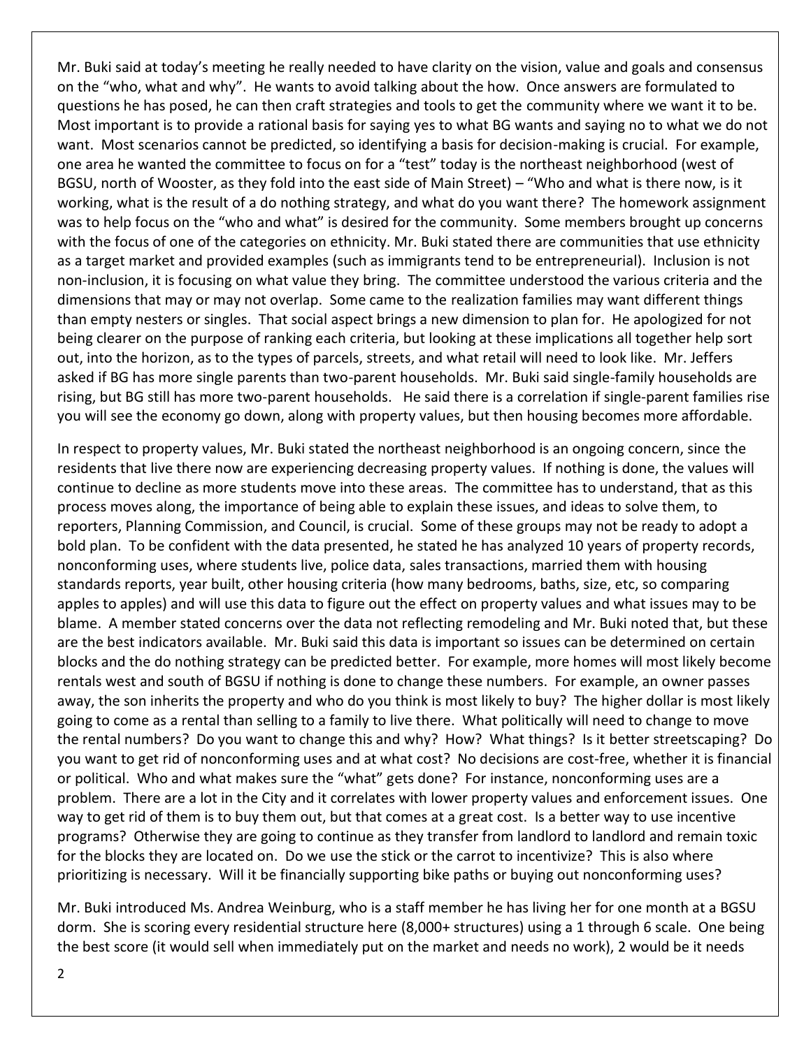Mr. Buki said at today's meeting he really needed to have clarity on the vision, value and goals and consensus on the "who, what and why". He wants to avoid talking about the how. Once answers are formulated to questions he has posed, he can then craft strategies and tools to get the community where we want it to be. Most important is to provide a rational basis for saying yes to what BG wants and saying no to what we do not want. Most scenarios cannot be predicted, so identifying a basis for decision-making is crucial. For example, one area he wanted the committee to focus on for a "test" today is the northeast neighborhood (west of BGSU, north of Wooster, as they fold into the east side of Main Street) – "Who and what is there now, is it working, what is the result of a do nothing strategy, and what do you want there? The homework assignment was to help focus on the "who and what" is desired for the community. Some members brought up concerns with the focus of one of the categories on ethnicity. Mr. Buki stated there are communities that use ethnicity as a target market and provided examples (such as immigrants tend to be entrepreneurial). Inclusion is not non-inclusion, it is focusing on what value they bring. The committee understood the various criteria and the dimensions that may or may not overlap. Some came to the realization families may want different things than empty nesters or singles. That social aspect brings a new dimension to plan for. He apologized for not being clearer on the purpose of ranking each criteria, but looking at these implications all together help sort out, into the horizon, as to the types of parcels, streets, and what retail will need to look like. Mr. Jeffers asked if BG has more single parents than two-parent households. Mr. Buki said single-family households are rising, but BG still has more two-parent households. He said there is a correlation if single-parent families rise you will see the economy go down, along with property values, but then housing becomes more affordable.

In respect to property values, Mr. Buki stated the northeast neighborhood is an ongoing concern, since the residents that live there now are experiencing decreasing property values. If nothing is done, the values will continue to decline as more students move into these areas. The committee has to understand, that as this process moves along, the importance of being able to explain these issues, and ideas to solve them, to reporters, Planning Commission, and Council, is crucial. Some of these groups may not be ready to adopt a bold plan. To be confident with the data presented, he stated he has analyzed 10 years of property records, nonconforming uses, where students live, police data, sales transactions, married them with housing standards reports, year built, other housing criteria (how many bedrooms, baths, size, etc, so comparing apples to apples) and will use this data to figure out the effect on property values and what issues may to be blame. A member stated concerns over the data not reflecting remodeling and Mr. Buki noted that, but these are the best indicators available. Mr. Buki said this data is important so issues can be determined on certain blocks and the do nothing strategy can be predicted better. For example, more homes will most likely become rentals west and south of BGSU if nothing is done to change these numbers. For example, an owner passes away, the son inherits the property and who do you think is most likely to buy? The higher dollar is most likely going to come as a rental than selling to a family to live there. What politically will need to change to move the rental numbers? Do you want to change this and why? How? What things? Is it better streetscaping? Do you want to get rid of nonconforming uses and at what cost? No decisions are cost-free, whether it is financial or political. Who and what makes sure the "what" gets done? For instance, nonconforming uses are a problem. There are a lot in the City and it correlates with lower property values and enforcement issues. One way to get rid of them is to buy them out, but that comes at a great cost. Is a better way to use incentive programs? Otherwise they are going to continue as they transfer from landlord to landlord and remain toxic for the blocks they are located on. Do we use the stick or the carrot to incentivize? This is also where prioritizing is necessary. Will it be financially supporting bike paths or buying out nonconforming uses?

Mr. Buki introduced Ms. Andrea Weinburg, who is a staff member he has living her for one month at a BGSU dorm. She is scoring every residential structure here (8,000+ structures) using a 1 through 6 scale. One being the best score (it would sell when immediately put on the market and needs no work), 2 would be it needs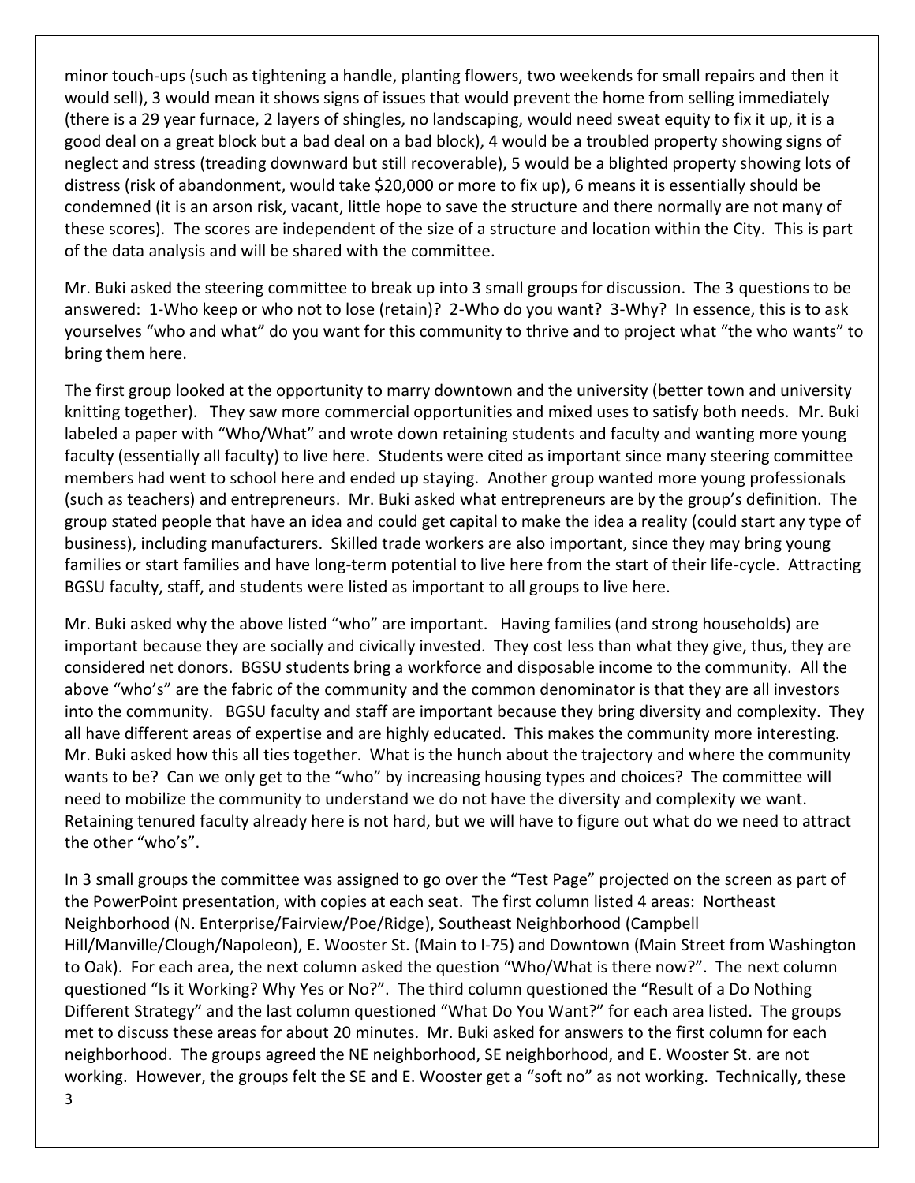minor touch-ups (such as tightening a handle, planting flowers, two weekends for small repairs and then it would sell), 3 would mean it shows signs of issues that would prevent the home from selling immediately (there is a 29 year furnace, 2 layers of shingles, no landscaping, would need sweat equity to fix it up, it is a good deal on a great block but a bad deal on a bad block), 4 would be a troubled property showing signs of neglect and stress (treading downward but still recoverable), 5 would be a blighted property showing lots of distress (risk of abandonment, would take $20,000 or more to fix up), 6 means it is essentially should be condemned (it is an arson risk, vacant, little hope to save the structure and there normally are not many of these scores). The scores are independent of the size of a structure and location within the City. This is part of the data analysis and will be shared with the committee.

Mr. Buki asked the steering committee to break up into 3 small groups for discussion. The 3 questions to be answered: 1-Who keep or who not to lose (retain)? 2-Who do you want? 3-Why? In essence, this is to ask yourselves "who and what" do you want for this community to thrive and to project what "the who wants" to bring them here.

The first group looked at the opportunity to marry downtown and the university (better town and university knitting together). They saw more commercial opportunities and mixed uses to satisfy both needs. Mr. Buki labeled a paper with "Who/What" and wrote down retaining students and faculty and wanting more young faculty (essentially all faculty) to live here. Students were cited as important since many steering committee members had went to school here and ended up staying. Another group wanted more young professionals (such as teachers) and entrepreneurs. Mr. Buki asked what entrepreneurs are by the group's definition. The group stated people that have an idea and could get capital to make the idea a reality (could start any type of business), including manufacturers. Skilled trade workers are also important, since they may bring young families or start families and have long-term potential to live here from the start of their life-cycle. Attracting BGSU faculty, staff, and students were listed as important to all groups to live here.

Mr. Buki asked why the above listed "who" are important. Having families (and strong households) are important because they are socially and civically invested. They cost less than what they give, thus, they are considered net donors. BGSU students bring a workforce and disposable income to the community. All the above "who's" are the fabric of the community and the common denominator is that they are all investors into the community. BGSU faculty and staff are important because they bring diversity and complexity. They all have different areas of expertise and are highly educated. This makes the community more interesting. Mr. Buki asked how this all ties together. What is the hunch about the trajectory and where the community wants to be? Can we only get to the "who" by increasing housing types and choices? The committee will need to mobilize the community to understand we do not have the diversity and complexity we want. Retaining tenured faculty already here is not hard, but we will have to figure out what do we need to attract the other "who's".

In 3 small groups the committee was assigned to go over the "Test Page" projected on the screen as part of the PowerPoint presentation, with copies at each seat. The first column listed 4 areas: Northeast Neighborhood (N. Enterprise/Fairview/Poe/Ridge), Southeast Neighborhood (Campbell Hill/Manville/Clough/Napoleon), E. Wooster St. (Main to I-75) and Downtown (Main Street from Washington to Oak). For each area, the next column asked the question "Who/What is there now?". The next column questioned "Is it Working? Why Yes or No?". The third column questioned the "Result of a Do Nothing Different Strategy" and the last column questioned "What Do You Want?" for each area listed. The groups met to discuss these areas for about 20 minutes. Mr. Buki asked for answers to the first column for each neighborhood. The groups agreed the NE neighborhood, SE neighborhood, and E. Wooster St. are not working. However, the groups felt the SE and E. Wooster get a "soft no" as not working. Technically, these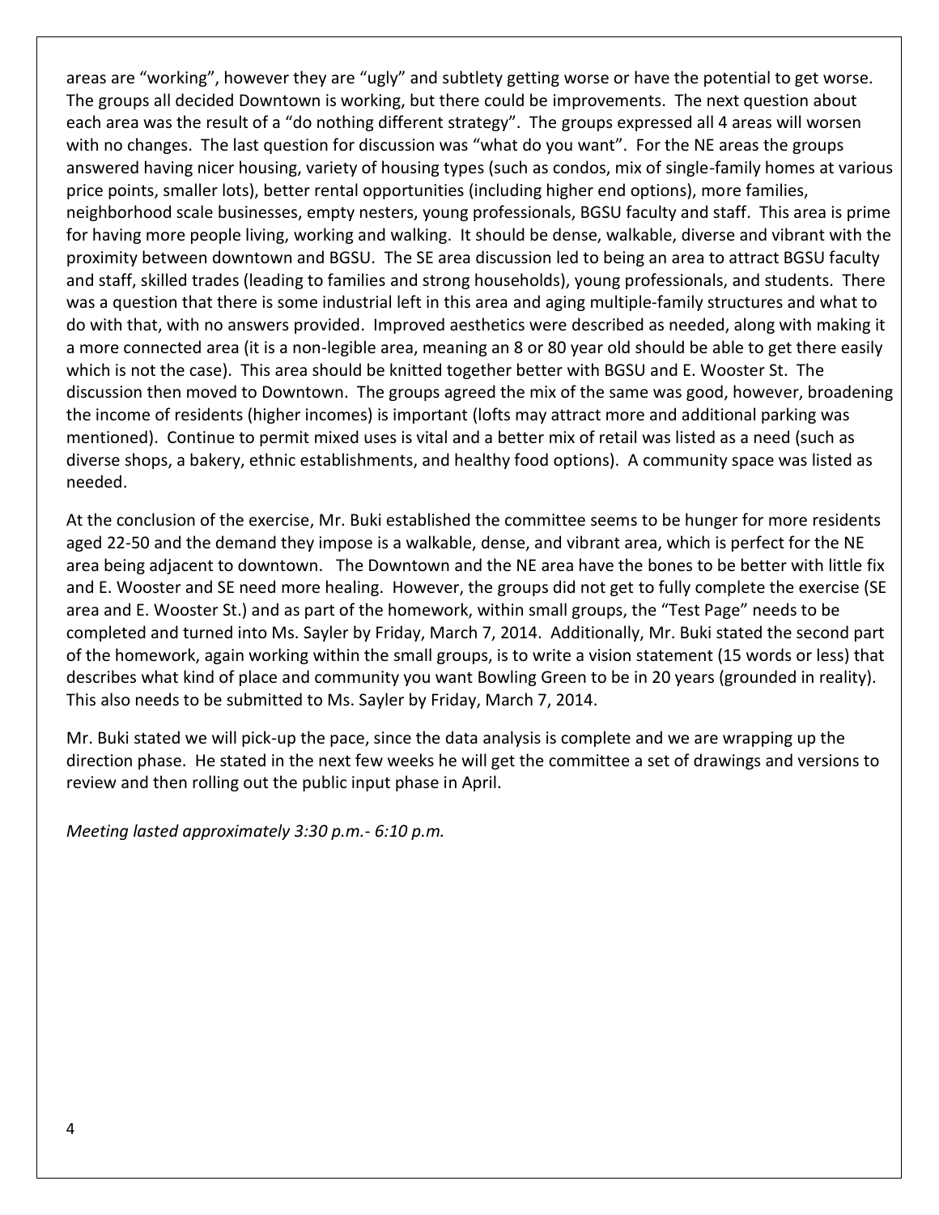areas are "working", however they are "ugly" and subtlety getting worse or have the potential to get worse. The groups all decided Downtown is working, but there could be improvements. The next question about each area was the result of a "do nothing different strategy". The groups expressed all 4 areas will worsen with no changes. The last question for discussion was "what do you want". For the NE areas the groups answered having nicer housing, variety of housing types (such as condos, mix of single-family homes at various price points, smaller lots), better rental opportunities (including higher end options), more families, neighborhood scale businesses, empty nesters, young professionals, BGSU faculty and staff. This area is prime for having more people living, working and walking. It should be dense, walkable, diverse and vibrant with the proximity between downtown and BGSU. The SE area discussion led to being an area to attract BGSU faculty and staff, skilled trades (leading to families and strong households), young professionals, and students. There was a question that there is some industrial left in this area and aging multiple-family structures and what to do with that, with no answers provided. Improved aesthetics were described as needed, along with making it a more connected area (it is a non-legible area, meaning an 8 or 80 year old should be able to get there easily which is not the case). This area should be knitted together better with BGSU and E. Wooster St. The discussion then moved to Downtown. The groups agreed the mix of the same was good, however, broadening the income of residents (higher incomes) is important (lofts may attract more and additional parking was mentioned). Continue to permit mixed uses is vital and a better mix of retail was listed as a need (such as diverse shops, a bakery, ethnic establishments, and healthy food options). A community space was listed as needed.

At the conclusion of the exercise, Mr. Buki established the committee seems to be hunger for more residents aged 22-50 and the demand they impose is a walkable, dense, and vibrant area, which is perfect for the NE area being adjacent to downtown. The Downtown and the NE area have the bones to be better with little fix and E. Wooster and SE need more healing. However, the groups did not get to fully complete the exercise (SE area and E. Wooster St.) and as part of the homework, within small groups, the "Test Page" needs to be completed and turned into Ms. Sayler by Friday, March 7, 2014. Additionally, Mr. Buki stated the second part of the homework, again working within the small groups, is to write a vision statement (15 words or less) that describes what kind of place and community you want Bowling Green to be in 20 years (grounded in reality). This also needs to be submitted to Ms. Sayler by Friday, March 7, 2014.

Mr. Buki stated we will pick-up the pace, since the data analysis is complete and we are wrapping up the direction phase. He stated in the next few weeks he will get the committee a set of drawings and versions to review and then rolling out the public input phase in April.

*Meeting lasted approximately 3:30 p.m.- 6:10 p.m.*